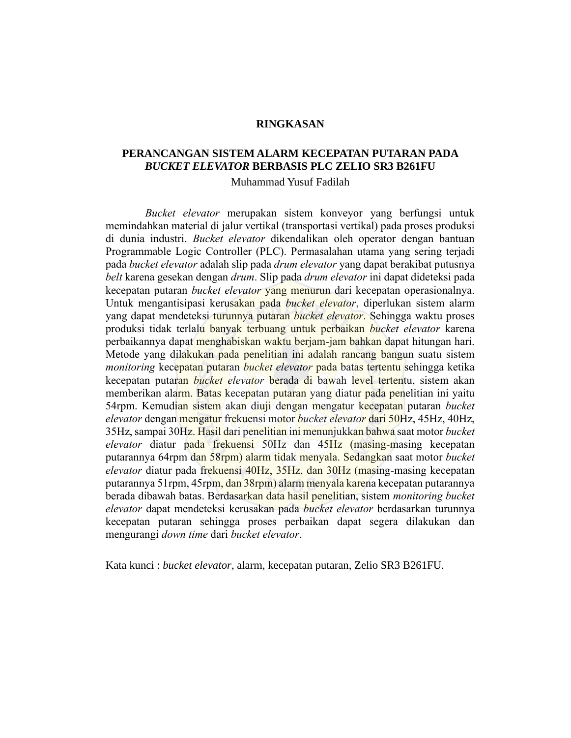# RINGKASAN

## PERANCANGAN SISTEM ALARM KECEPATAN PUTARAN PADA *BUCKET ELEVATOR* BERBASIS PLC ZELIO SR3 B261FU

Muhammad Yusuf Fadilah

*Bucket elevator* merupakan sistem konveyor yang berfungsi untuk memindahkan material di jalur vertikal (transportasi vertikal) pada proses produksi di dunia industri. *Bucket elevator* dikendalikan oleh operator dengan bantuan Programmable Logic Controller (PLC). Permasalahan utama yang sering terjadi pada *bucket elevator* adalah slip pada *drum elevator* yang dapat berakibat putusnya *belt* karena gesekan dengan *drum*. Slip pada *drum elevator* ini dapat dideteksi pada kecepatan putaran *bucket elevator* yang menurun dari kecepatan operasionalnya. Untuk mengantisipasi kerusakan pada *bucket elevator*, diperlukan sistem alarm yang dapat mendeteksi turunnya putaran *bucket elevator*. Sehingga waktu proses produksi tidak terlalu banyak terbuang untuk perbaikan *bucket elevator* karena perbaikannya dapat menghabiskan waktu berjam-jam bahkan dapat hitungan hari. Metode yang dilakukan pada penelitian ini adalah rancang bangun suatu sistem *monitoring* kecepatan putaran *bucket elevator* pada batas tertentu sehingga ketika kecepatan putaran *bucket elevator* berada di bawah level tertentu, sistem akan memberikan alarm. Batas kecepatan putaran yang diatur pada penelitian ini yaitu 54rpm. Kemudian sistem akan diuji dengan mengatur kecepatan putaran *bucket elevator* dengan mengatur frekuensi motor *bucket elevator* dari 50Hz, 45Hz, 40Hz, 35Hz, sampai 30Hz. Hasil dari penelitian ini menunjukkan bahwa saat motor *bucket elevator* diatur pada frekuensi 50Hz dan 45Hz (masing-masing kecepatan putarannya 64rpm dan 58rpm) alarm tidak menyala. Sedangkan saat motor *bucket elevator* diatur pada frekuensi 40Hz, 35Hz, dan 30Hz (masing-masing kecepatan putarannya 51rpm, 45rpm, dan 38rpm) alarm menyala karena kecepatan putarannya berada dibawah batas. Berdasarkan data hasil penelitian, sistem *monitoring bucket elevator* dapat mendeteksi kerusakan pada *bucket elevator* berdasarkan turunnya kecepatan putaran sehingga proses perbaikan dapat segera dilakukan dan mengurangi *down time* dari *bucket elevator*.

Kata kunci : *bucket elevator*, alarm, kecepatan putaran, Zelio SR3 B261FU.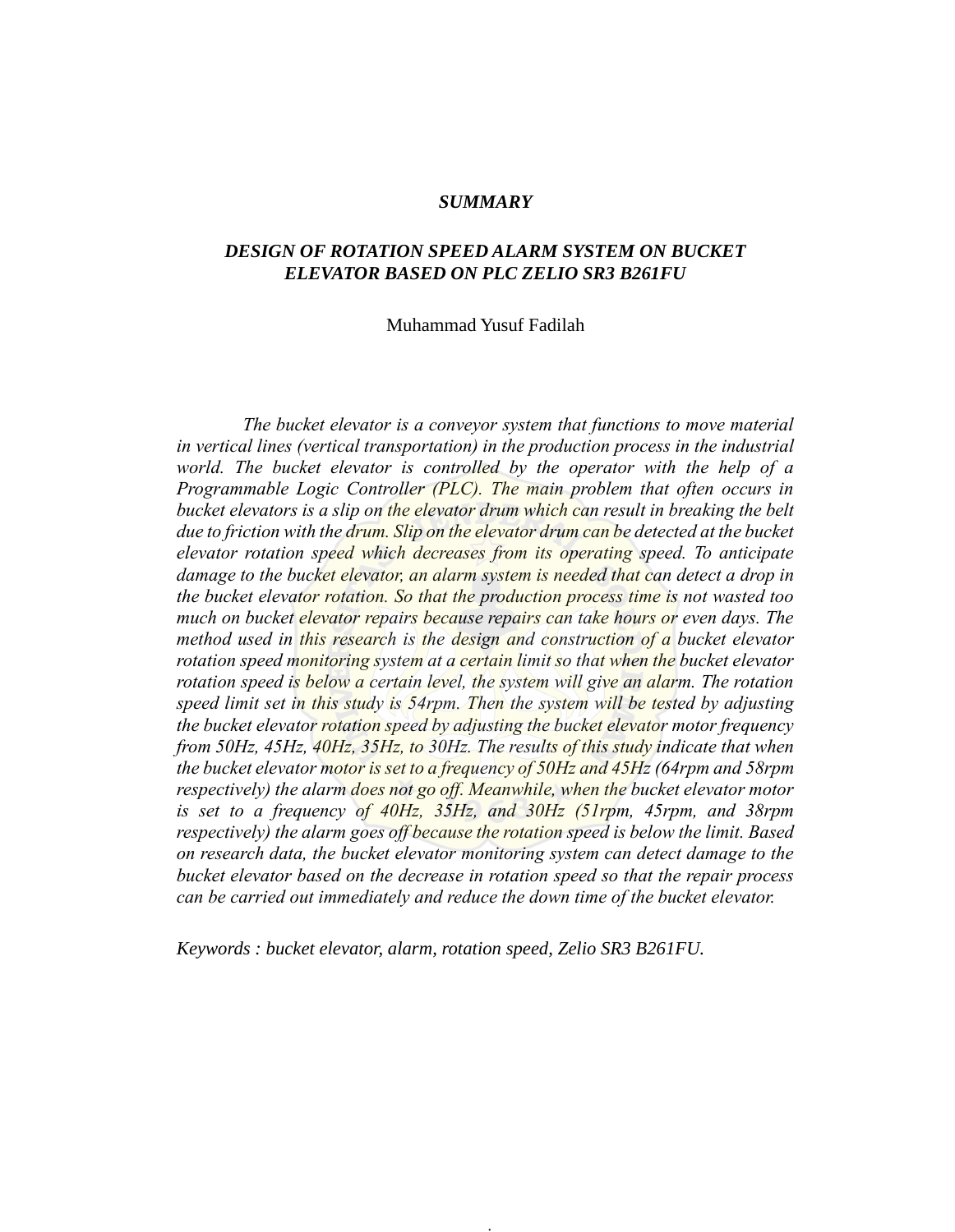# *SUMMARY*

## *DESIGN OF ROTATION SPEED ALARM SYSTEM ON BUCKET ELEVATOR BASED ON PLC ZELIO SR3 B261FU*

Muhammad Yusuf Fadilah

*The bucket elevator is a conveyor system that functions to move material in vertical lines (vertical transportation) in the production process in the industrial world. The bucket elevator is controlled by the operator with the help of a Programmable Logic Controller (PLC). The main problem that often occurs in bucket elevators is a slip on the elevator drum which can result in breaking the belt due to friction with the drum. Slip on the elevator drum can be detected at the bucket elevator rotation speed which decreases from its operating speed. To anticipate damage to the bucket elevator, an alarm system is needed that can detect a drop in the bucket elevator rotation. So that the production process time is not wasted too much on bucket elevator repairs because repairs can take hours or even days. The method used in this research is the design and construction of a bucket elevator rotation speed monitoring system at a certain limit so that when the bucket elevator rotation speed is below a certain level, the system will give an alarm. The rotation speed limit set in this study is 54rpm. Then the system will be tested by adjusting the bucket elevator rotation speed by adjusting the bucket elevator motor frequency from 50Hz, 45Hz, 40Hz, 35Hz, to 30Hz. The results of this study indicate that when the bucket elevator motor is set to a frequency of 50Hz and 45Hz (64rpm and 58rpm respectively) the alarm does not go off. Meanwhile, when the bucket elevator motor is set to a frequency of 40Hz, 35Hz, and 30Hz (51rpm, 45rpm, and 38rpm respectively) the alarm goes off because the rotation speed is below the limit. Based on research data, the bucket elevator monitoring system can detect damage to the bucket elevator based on the decrease in rotation speed so that the repair process can be carried out immediately and reduce the down time of the bucket elevator.*

*Keywords : bucket elevator, alarm, rotation speed, Zelio SR3 B261FU.*